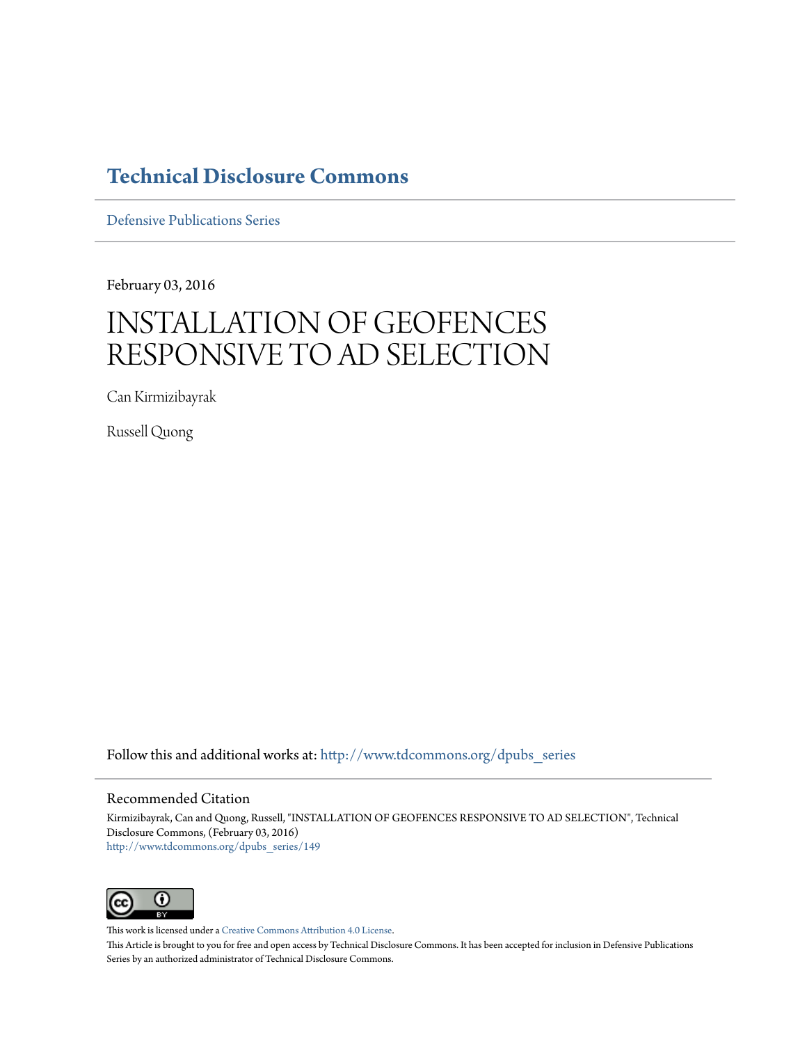# Technical Disclosure Commons

Defensive Publications Series

February 03, 2016

# INSTALLATION OF GEOFENCES RESPONSIVE TO AD SELECTION

Can Kirmizibayrak

Russell Quong

Follow this and additional works at: http://www.tdcommons.org/dpubs_series

## Recommended Citation

Kirmizibayrak, Can and Quong, Russell, "INSTALLATION OF GEOFENCES RESPONSIVE TO AD SELECTION", Technical Disclosure Commons, (February 03, 2016)
http://www.tdcommons.org/dpubs_series/149

This work is licensed under a Creative Commons Attribution 4.0 License.

This Article is brought to you for free and open access by Technical Disclosure Commons. It has been accepted for inclusion in Defensive Publications Series by an authorized administrator of Technical Disclosure Commons.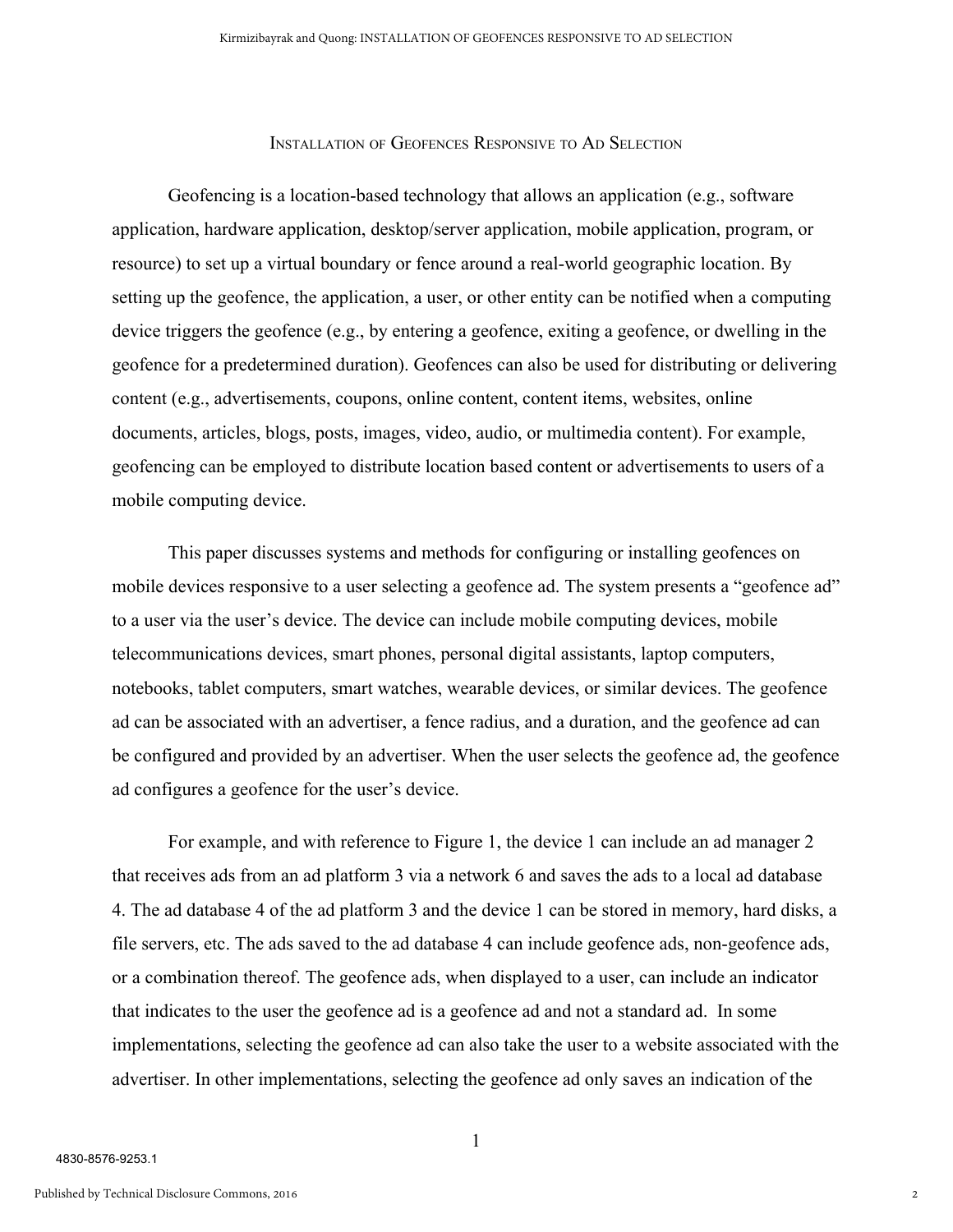# Installation of Geofences Responsive to Ad Selection

Geofencing is a location-based technology that allows an application (e.g., software application, hardware application, desktop/server application, mobile application, program, or resource) to set up a virtual boundary or fence around a real-world geographic location. By setting up the geofence, the application, a user, or other entity can be notified when a computing device triggers the geofence (e.g., by entering a geofence, exiting a geofence, or dwelling in the geofence for a predetermined duration). Geofences can also be used for distributing or delivering content (e.g., advertisements, coupons, online content, content items, websites, online documents, articles, blogs, posts, images, video, audio, or multimedia content). For example, geofencing can be employed to distribute location based content or advertisements to users of a mobile computing device.

This paper discusses systems and methods for configuring or installing geofences on mobile devices responsive to a user selecting a geofence ad. The system presents a "geofence ad" to a user via the user's device. The device can include mobile computing devices, mobile telecommunications devices, smart phones, personal digital assistants, laptop computers, notebooks, tablet computers, smart watches, wearable devices, or similar devices. The geofence ad can be associated with an advertiser, a fence radius, and a duration, and the geofence ad can be configured and provided by an advertiser. When the user selects the geofence ad, the geofence ad configures a geofence for the user's device.

For example, and with reference to Figure 1, the device 1 can include an ad manager 2 that receives ads from an ad platform 3 via a network 6 and saves the ads to a local ad database 4. The ad database 4 of the ad platform 3 and the device 1 can be stored in memory, hard disks, a file servers, etc. The ads saved to the ad database 4 can include geofence ads, non-geofence ads, or a combination thereof. The geofence ads, when displayed to a user, can include an indicator that indicates to the user the geofence ad is a geofence ad and not a standard ad. In some implementations, selecting the geofence ad can also take the user to a website associated with the advertiser. In other implementations, selecting the geofence ad only saves an indication of the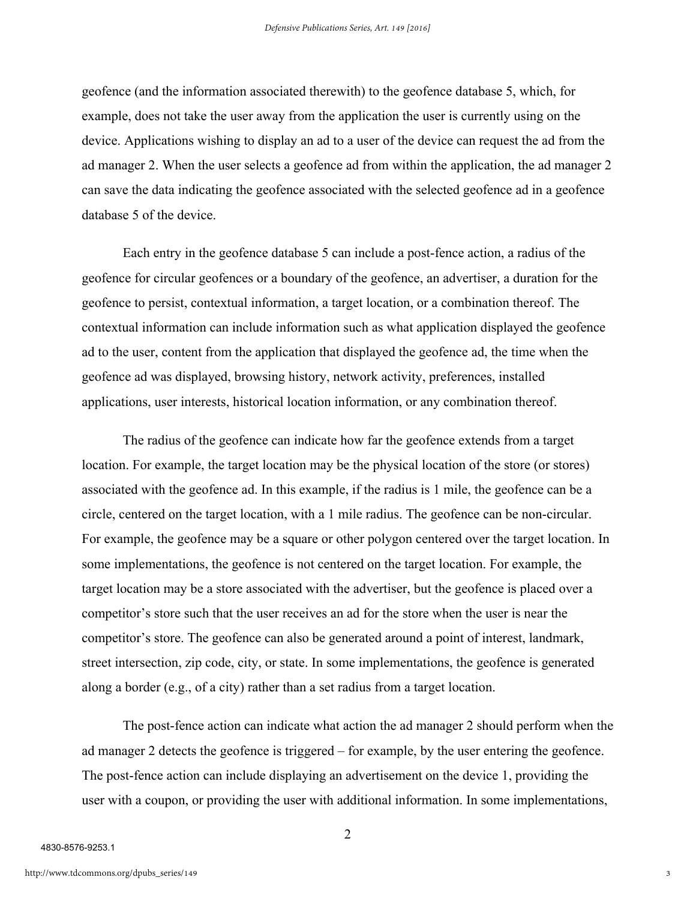geofence (and the information associated therewith) to the geofence database 5, which, for example, does not take the user away from the application the user is currently using on the device. Applications wishing to display an ad to a user of the device can request the ad from the ad manager 2. When the user selects a geofence ad from within the application, the ad manager 2 can save the data indicating the geofence associated with the selected geofence ad in a geofence database 5 of the device.

Each entry in the geofence database 5 can include a post-fence action, a radius of the geofence for circular geofences or a boundary of the geofence, an advertiser, a duration for the geofence to persist, contextual information, a target location, or a combination thereof. The contextual information can include information such as what application displayed the geofence ad to the user, content from the application that displayed the geofence ad, the time when the geofence ad was displayed, browsing history, network activity, preferences, installed applications, user interests, historical location information, or any combination thereof.

The radius of the geofence can indicate how far the geofence extends from a target location. For example, the target location may be the physical location of the store (or stores) associated with the geofence ad. In this example, if the radius is 1 mile, the geofence can be a circle, centered on the target location, with a 1 mile radius. The geofence can be non-circular. For example, the geofence may be a square or other polygon centered over the target location. In some implementations, the geofence is not centered on the target location. For example, the target location may be a store associated with the advertiser, but the geofence is placed over a competitor's store such that the user receives an ad for the store when the user is near the competitor's store. The geofence can also be generated around a point of interest, landmark, street intersection, zip code, city, or state. In some implementations, the geofence is generated along a border (e.g., of a city) rather than a set radius from a target location.

The post-fence action can indicate what action the ad manager 2 should perform when the ad manager 2 detects the geofence is triggered – for example, by the user entering the geofence. The post-fence action can include displaying an advertisement on the device 1, providing the user with a coupon, or providing the user with additional information. In some implementations,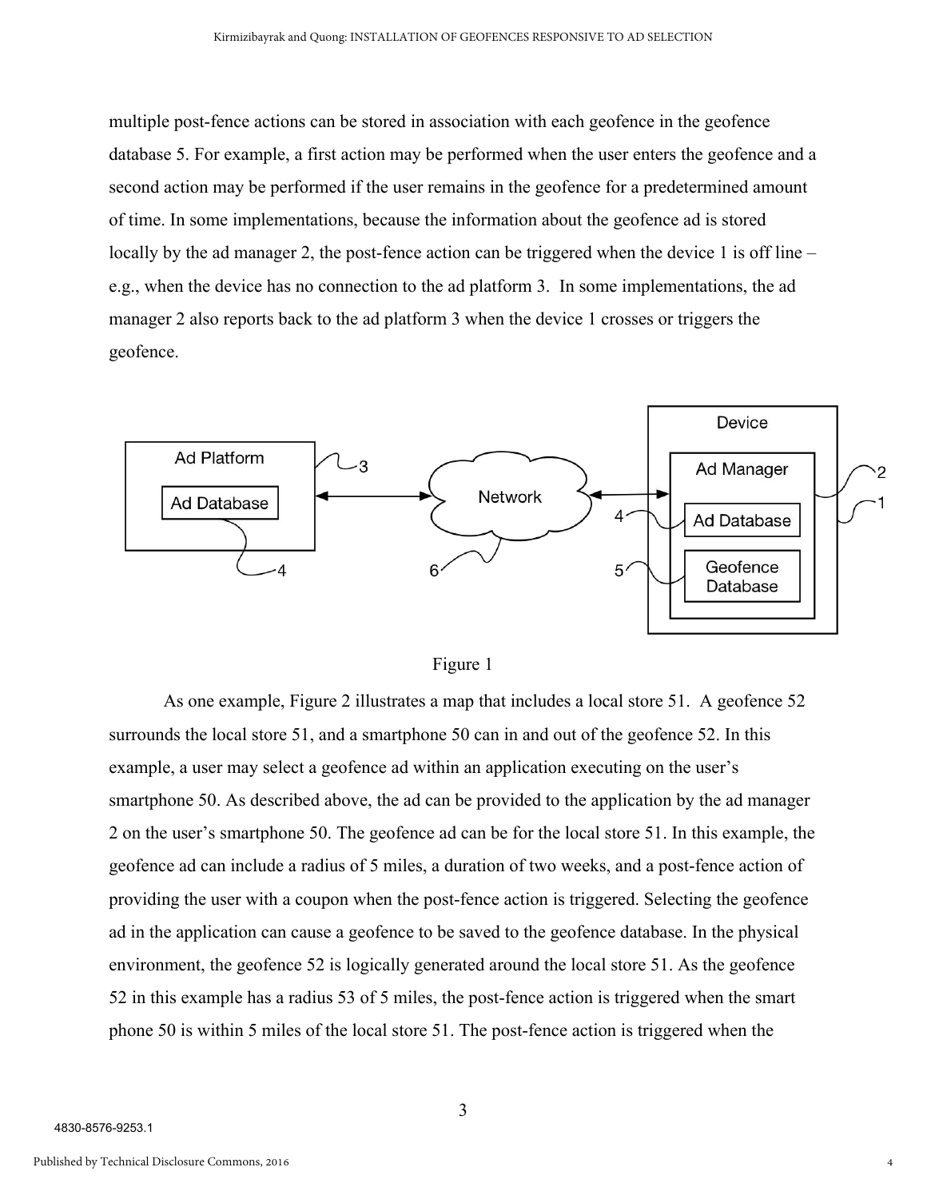multiple post-fence actions can be stored in association with each geofence in the geofence database 5. For example, a first action may be performed when the user enters the geofence and a second action may be performed if the user remains in the geofence for a predetermined amount of time. In some implementations, because the information about the geofence ad is stored locally by the ad manager 2, the post-fence action can be triggered when the device 1 is off line – e.g., when the device has no connection to the ad platform 3. In some implementations, the ad manager 2 also reports back to the ad platform 3 when the device 1 crosses or triggers the geofence.

Figure 1

As one example, Figure 2 illustrates a map that includes a local store 51. A geofence 52 surrounds the local store 51, and a smartphone 50 can in and out of the geofence 52. In this example, a user may select a geofence ad within an application executing on the user's smartphone 50. As described above, the ad can be provided to the application by the ad manager 2 on the user's smartphone 50. The geofence ad can be for the local store 51. In this example, the geofence ad can include a radius of 5 miles, a duration of two weeks, and a post-fence action of providing the user with a coupon when the post-fence action is triggered. Selecting the geofence ad in the application can cause a geofence to be saved to the geofence database. In the physical environment, the geofence 52 is logically generated around the local store 51. As the geofence 52 in this example has a radius 53 of 5 miles, the post-fence action is triggered when the smart phone 50 is within 5 miles of the local store 51. The post-fence action is triggered when the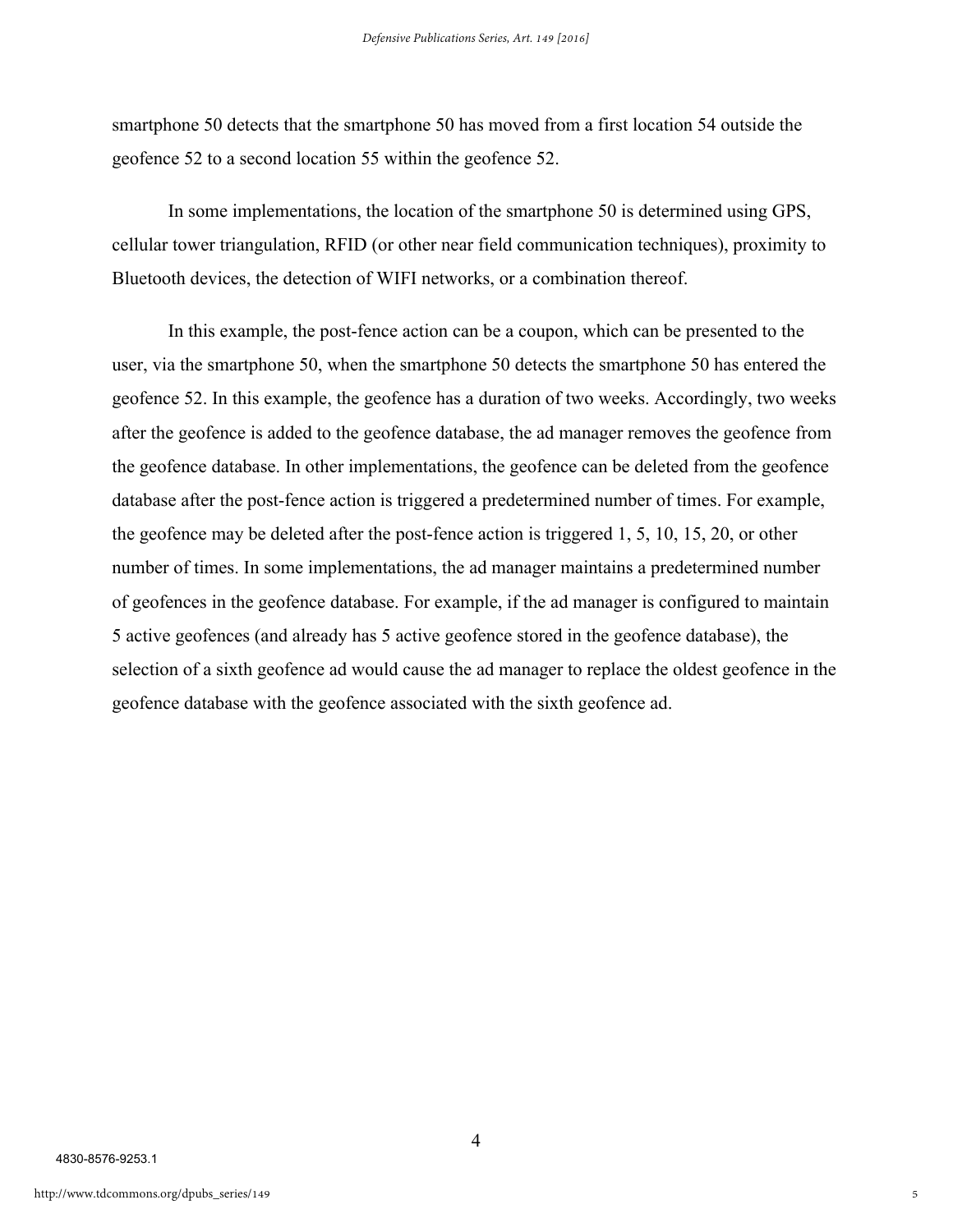smartphone 50 detects that the smartphone 50 has moved from a first location 54 outside the geofence 52 to a second location 55 within the geofence 52.

In some implementations, the location of the smartphone 50 is determined using GPS, cellular tower triangulation, RFID (or other near field communication techniques), proximity to Bluetooth devices, the detection of WIFI networks, or a combination thereof.

In this example, the post-fence action can be a coupon, which can be presented to the user, via the smartphone 50, when the smartphone 50 detects the smartphone 50 has entered the geofence 52. In this example, the geofence has a duration of two weeks. Accordingly, two weeks after the geofence is added to the geofence database, the ad manager removes the geofence from the geofence database. In other implementations, the geofence can be deleted from the geofence database after the post-fence action is triggered a predetermined number of times. For example, the geofence may be deleted after the post-fence action is triggered 1, 5, 10, 15, 20, or other number of times. In some implementations, the ad manager maintains a predetermined number of geofences in the geofence database. For example, if the ad manager is configured to maintain 5 active geofences (and already has 5 active geofence stored in the geofence database), the selection of a sixth geofence ad would cause the ad manager to replace the oldest geofence in the geofence database with the geofence associated with the sixth geofence ad.

4830-8576-9253.1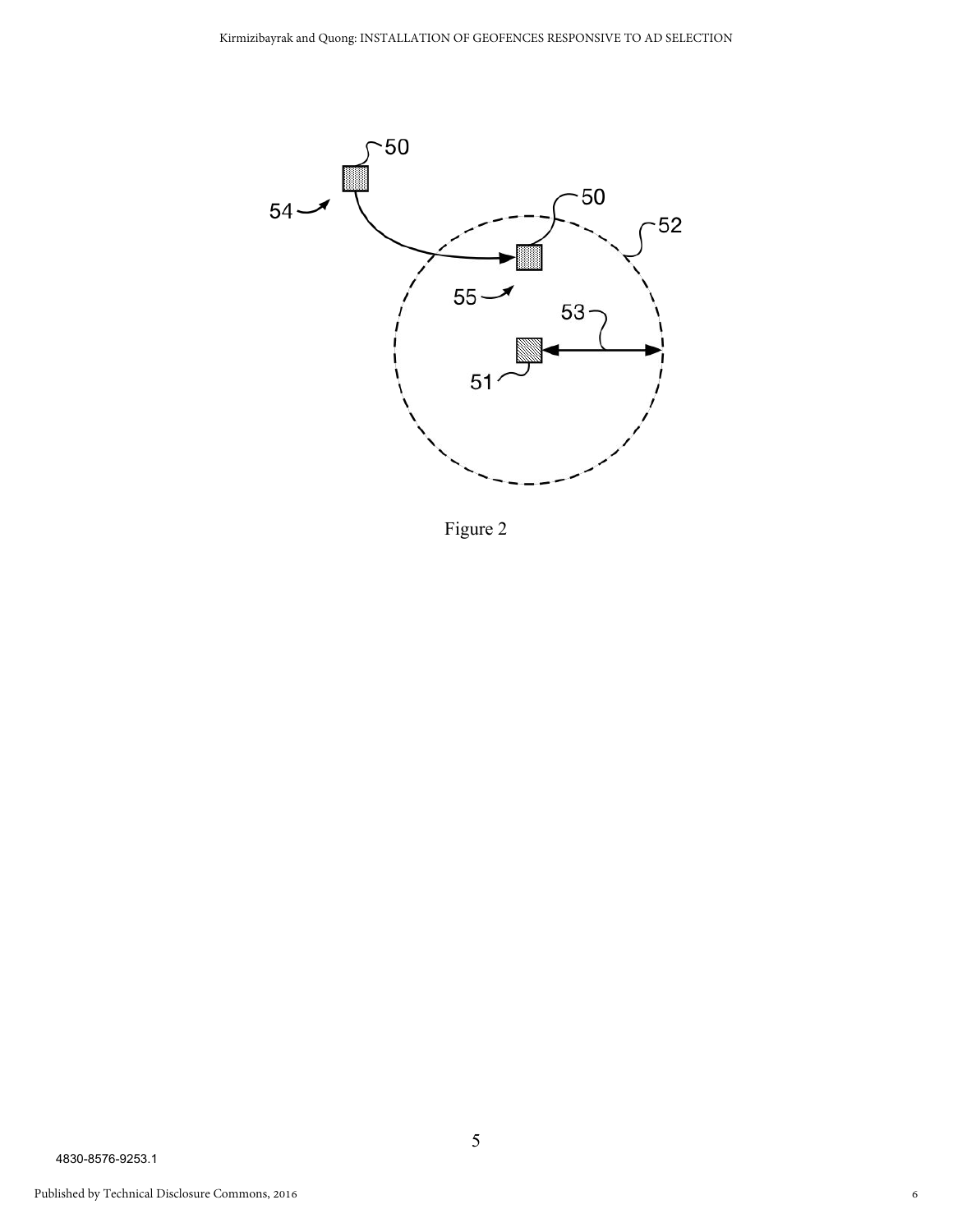50

54

50

52

55

53

51

Figure 2

4830-8576-9253.1